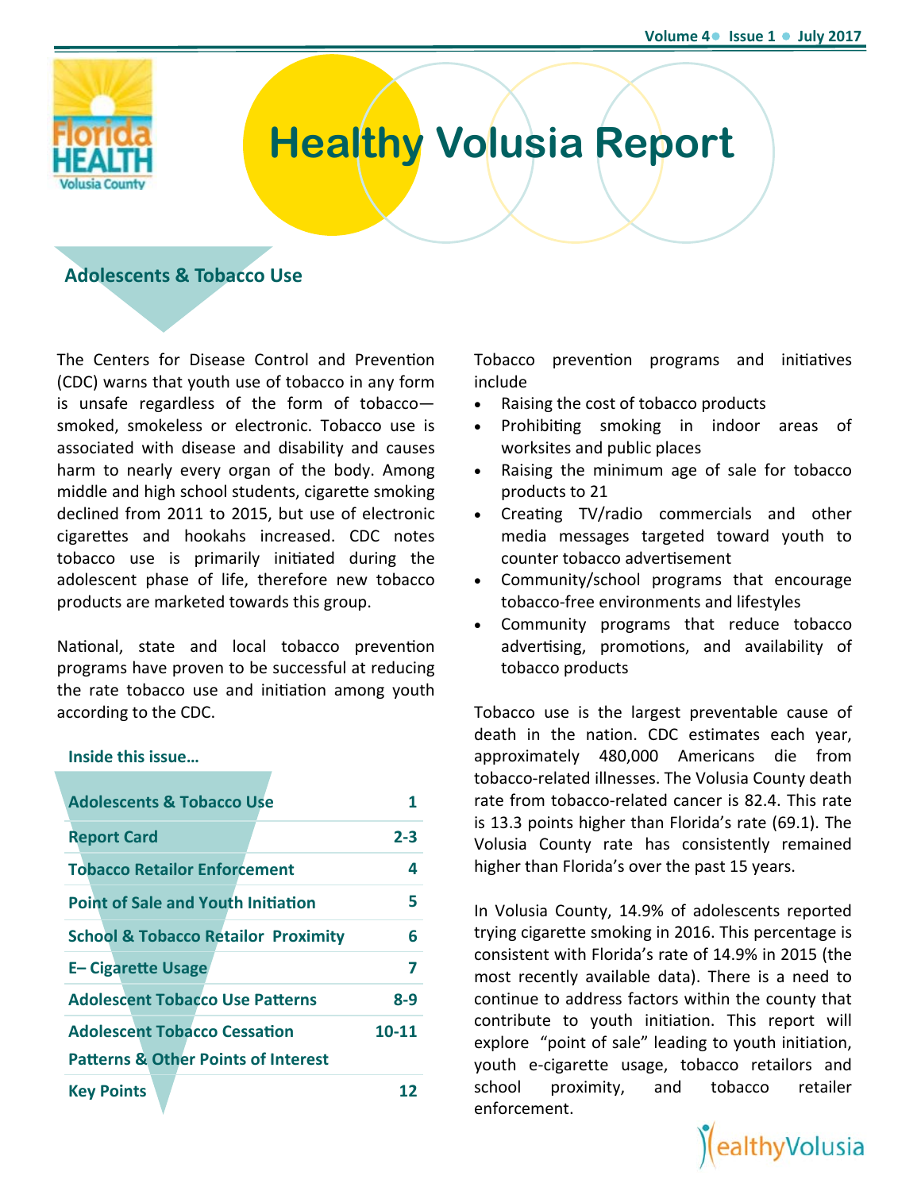# Healthy Volusia Report

## Adolescents & Tobacco Use

The Centers for Disease Control and Prevention (CDC) warns that youth use of tobacco in any form is unsafe regardless of the form of tobacco—smoked, smokeless or electronic. Tobacco use is associated with disease and disability and causes harm to nearly every organ of the body. Among middle and high school students, cigarette smoking declined from 2011 to 2015, but use of electronic cigarettes and hookahs increased. CDC notes tobacco use is primarily initiated during the adolescent phase of life, therefore new tobacco products are marketed towards this group.

National, state and local tobacco prevention programs have proven to be successful at reducing the rate tobacco use and initiation among youth according to the CDC.

**Inside this issue…**

| Section | Page |
|---|---|
| Adolescents & Tobacco Use | 1 |
| Report Card | 2-3 |
| Tobacco Retailor Enforcement | 4 |
| Point of Sale and Youth Initiation | 5 |
| School & Tobacco Retailor Proximity | 6 |
| E– Cigarette Usage | 7 |
| Adolescent Tobacco Use Patterns | 8-9 |
| Adolescent Tobacco Cessation Patterns & Other Points of Interest | 10-11 |
| Key Points | 12 |

Tobacco prevention programs and initiatives include

- Raising the cost of tobacco products
- Prohibiting smoking in indoor areas of worksites and public places
- Raising the minimum age of sale for tobacco products to 21
- Creating TV/radio commercials and other media messages targeted toward youth to counter tobacco advertisement
- Community/school programs that encourage tobacco-free environments and lifestyles
- Community programs that reduce tobacco advertising, promotions, and availability of tobacco products

Tobacco use is the largest preventable cause of death in the nation. CDC estimates each year, approximately 480,000 Americans die from tobacco-related illnesses. The Volusia County death rate from tobacco-related cancer is 82.4. This rate is 13.3 points higher than Florida's rate (69.1). The Volusia County rate has consistently remained higher than Florida's over the past 15 years.

In Volusia County, 14.9% of adolescents reported trying cigarette smoking in 2016. This percentage is consistent with Florida's rate of 14.9% in 2015 (the most recently available data). There is a need to continue to address factors within the county that contribute to youth initiation. This report will explore "point of sale" leading to youth initiation, youth e-cigarette usage, tobacco retailors and school proximity, and tobacco retailer enforcement.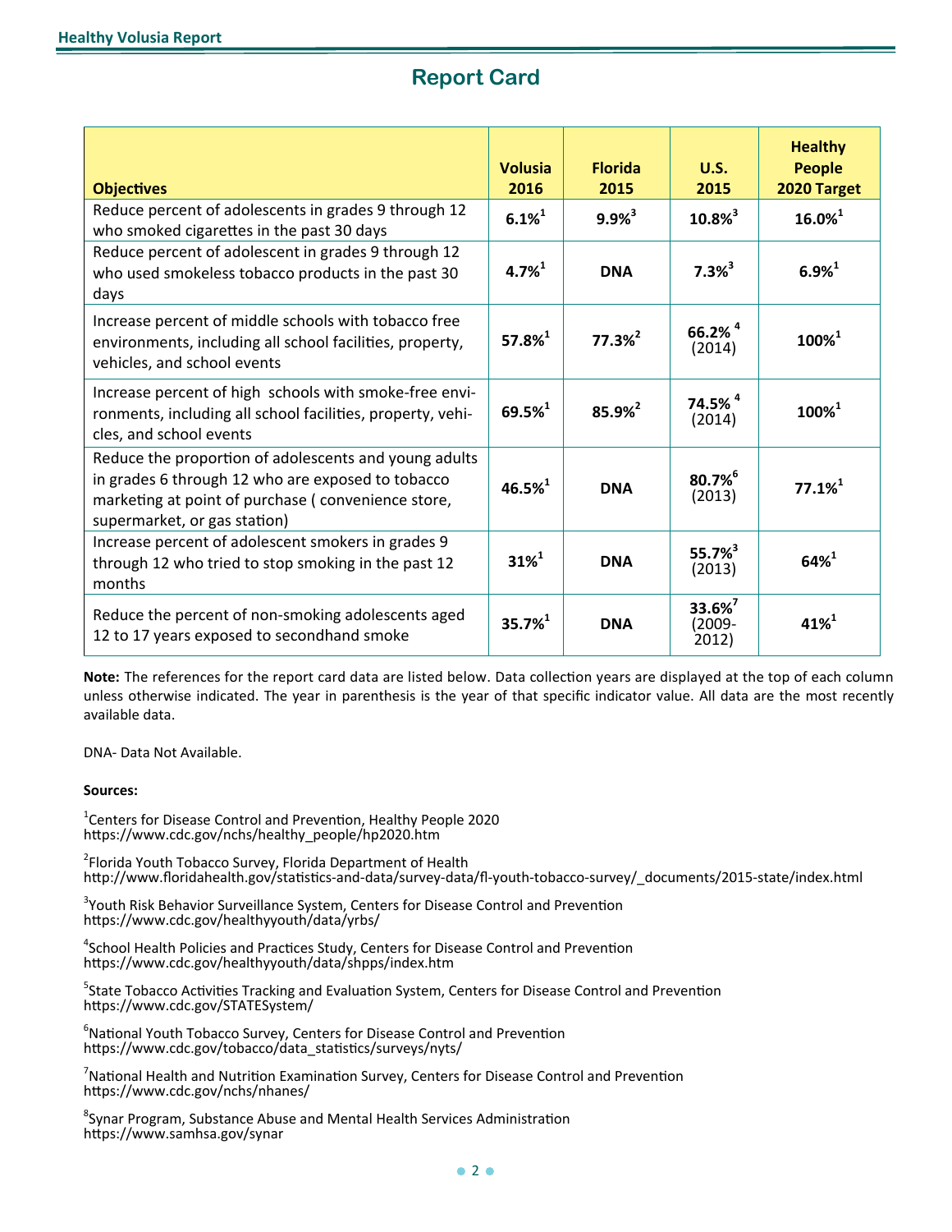# Report Card

| Objectives | Volusia 2016 | Florida 2015 | U.S. 2015 | Healthy People 2020 Target |
|---|---|---|---|---|
| Reduce percent of adolescents in grades 9 through 12 who smoked cigarettes in the past 30 days | **6.1%**[1] | **9.9%**[3] | **10.8%**[3] | **16.0%**[1] |
| Reduce percent of adolescent in grades 9 through 12 who used smokeless tobacco products in the past 30 days | **4.7%**[1] | **DNA** | **7.3%**[3] | **6.9%**[1] |
| Increase percent of middle schools with tobacco free environments, including all school facilities, property, vehicles, and school events | **57.8%**[1] | **77.3%**[2] | **66.2%**[4] (2014) | **100%**[1] |
| Increase percent of high schools with smoke-free environments, including all school facilities, property, vehicles, and school events | **69.5%**[1] | **85.9%**[2] | **74.5%**[4] (2014) | **100%**[1] |
| Reduce the proportion of adolescents and young adults in grades 6 through 12 who are exposed to tobacco marketing at point of purchase ( convenience store, supermarket, or gas station) | **46.5%**[1] | **DNA** | **80.7%**[6] (2013) | **77.1%**[1] |
| Increase percent of adolescent smokers in grades 9 through 12 who tried to stop smoking in the past 12 months | **31%**[1] | **DNA** | **55.7%**[3] (2013) | **64%**[1] |
| Reduce the percent of non-smoking adolescents aged 12 to 17 years exposed to secondhand smoke | **35.7%**[1] | **DNA** | **33.6%**[7] (2009-2012) | **41%**[1] |

**Note:** The references for the report card data are listed below. Data collection years are displayed at the top of each column unless otherwise indicated. The year in parenthesis is the year of that specific indicator value. All data are the most recently available data.

DNA- Data Not Available.

**Sources:**

[1]Centers for Disease Control and Prevention, Healthy People 2020
https://www.cdc.gov/nchs/healthy_people/hp2020.htm

[2]Florida Youth Tobacco Survey, Florida Department of Health
http://www.floridahealth.gov/statistics-and-data/survey-data/fl-youth-tobacco-survey/_documents/2015-state/index.html

[3]Youth Risk Behavior Surveillance System, Centers for Disease Control and Prevention
https://www.cdc.gov/healthyyouth/data/yrbs/

[4]School Health Policies and Practices Study, Centers for Disease Control and Prevention
https://www.cdc.gov/healthyyouth/data/shpps/index.htm

[5]State Tobacco Activities Tracking and Evaluation System, Centers for Disease Control and Prevention
https://www.cdc.gov/STATESystem/

[6]National Youth Tobacco Survey, Centers for Disease Control and Prevention
https://www.cdc.gov/tobacco/data_statistics/surveys/nyts/

[7]National Health and Nutrition Examination Survey, Centers for Disease Control and Prevention
https://www.cdc.gov/nchs/nhanes/

[8]Synar Program, Substance Abuse and Mental Health Services Administration
https://www.samhsa.gov/synar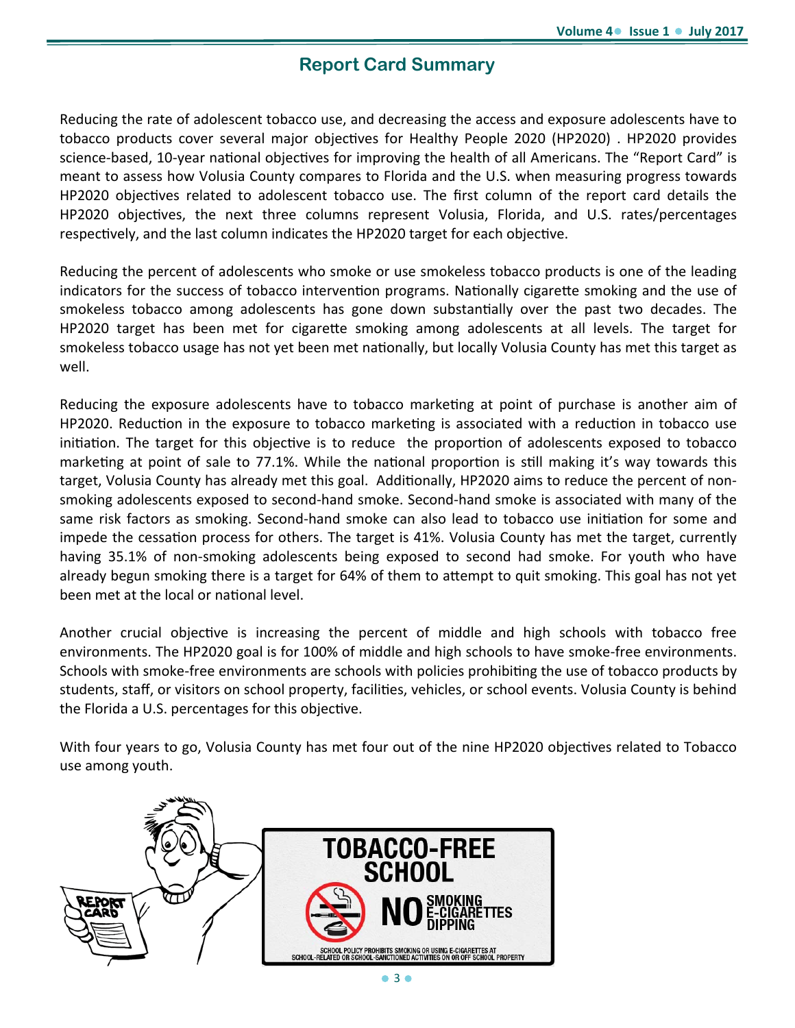## Report Card Summary

Reducing the rate of adolescent tobacco use, and decreasing the access and exposure adolescents have to tobacco products cover several major objectives for Healthy People 2020 (HP2020) . HP2020 provides science-based, 10-year national objectives for improving the health of all Americans. The "Report Card" is meant to assess how Volusia County compares to Florida and the U.S. when measuring progress towards HP2020 objectives related to adolescent tobacco use. The first column of the report card details the HP2020 objectives, the next three columns represent Volusia, Florida, and U.S. rates/percentages respectively, and the last column indicates the HP2020 target for each objective.

Reducing the percent of adolescents who smoke or use smokeless tobacco products is one of the leading indicators for the success of tobacco intervention programs. Nationally cigarette smoking and the use of smokeless tobacco among adolescents has gone down substantially over the past two decades. The HP2020 target has been met for cigarette smoking among adolescents at all levels. The target for smokeless tobacco usage has not yet been met nationally, but locally Volusia County has met this target as well.

Reducing the exposure adolescents have to tobacco marketing at point of purchase is another aim of HP2020. Reduction in the exposure to tobacco marketing is associated with a reduction in tobacco use initiation. The target for this objective is to reduce the proportion of adolescents exposed to tobacco marketing at point of sale to 77.1%. While the national proportion is still making it's way towards this target, Volusia County has already met this goal. Additionally, HP2020 aims to reduce the percent of non-smoking adolescents exposed to second-hand smoke. Second-hand smoke is associated with many of the same risk factors as smoking. Second-hand smoke can also lead to tobacco use initiation for some and impede the cessation process for others. The target is 41%. Volusia County has met the target, currently having 35.1% of non-smoking adolescents being exposed to second had smoke. For youth who have already begun smoking there is a target for 64% of them to attempt to quit smoking. This goal has not yet been met at the local or national level.

Another crucial objective is increasing the percent of middle and high schools with tobacco free environments. The HP2020 goal is for 100% of middle and high schools to have smoke-free environments. Schools with smoke-free environments are schools with policies prohibiting the use of tobacco products by students, staff, or visitors on school property, facilities, vehicles, or school events. Volusia County is behind the Florida a U.S. percentages for this objective.

With four years to go, Volusia County has met four out of the nine HP2020 objectives related to Tobacco use among youth.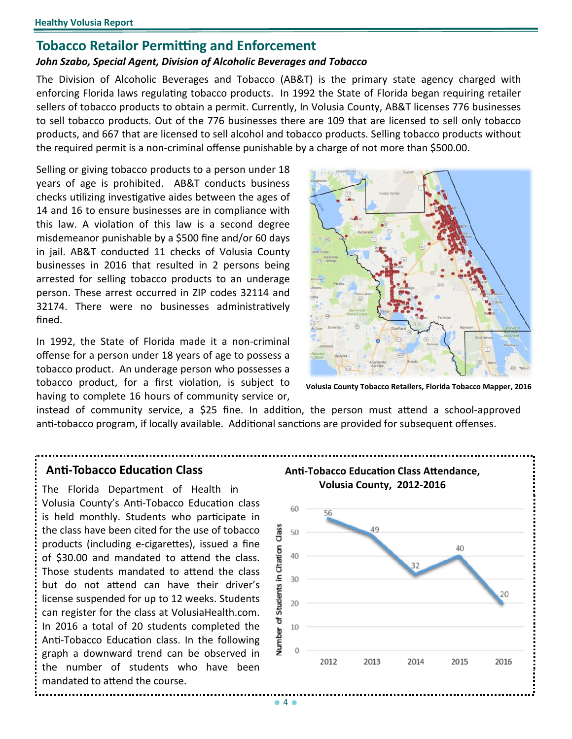## Tobacco Retailor Permitting and Enforcement

***John Szabo, Special Agent, Division of Alcoholic Beverages and Tobacco***

The Division of Alcoholic Beverages and Tobacco (AB&T) is the primary state agency charged with enforcing Florida laws regulating tobacco products. In 1992 the State of Florida began requiring retailer sellers of tobacco products to obtain a permit. Currently, In Volusia County, AB&T licenses 776 businesses to sell tobacco products. Out of the 776 businesses there are 109 that are licensed to sell only tobacco products, and 667 that are licensed to sell alcohol and tobacco products. Selling tobacco products without the required permit is a non-criminal offense punishable by a charge of not more than $500.00.

Selling or giving tobacco products to a person under 18 years of age is prohibited. AB&T conducts business checks utilizing investigative aides between the ages of 14 and 16 to ensure businesses are in compliance with this law. A violation of this law is a second degree misdemeanor punishable by a $500 fine and/or 60 days in jail. AB&T conducted 11 checks of Volusia County businesses in 2016 that resulted in 2 persons being arrested for selling tobacco products to an underage person. These arrest occurred in ZIP codes 32114 and 32174. There were no businesses administratively fined.

Volusia County Tobacco Retailers, Florida Tobacco Mapper, 2016

In 1992, the State of Florida made it a non-criminal offense for a person under 18 years of age to possess a tobacco product. An underage person who possesses a tobacco product, for a first violation, is subject to having to complete 16 hours of community service or, instead of community service, a $25 fine. In addition, the person must attend a school-approved anti-tobacco program, if locally available. Additional sanctions are provided for subsequent offenses.

### Anti-Tobacco Education Class

The Florida Department of Health in Volusia County's Anti-Tobacco Education class is held monthly. Students who participate in the class have been cited for the use of tobacco products (including e-cigarettes), issued a fine of $30.00 and mandated to attend the class. Those students mandated to attend the class but do not attend can have their driver's license suspended for up to 12 weeks. Students can register for the class at VolusiaHealth.com. In 2016 a total of 20 students completed the Anti-Tobacco Education class. In the following graph a downward trend can be observed in the number of students who have been mandated to attend the course.

**Anti-Tobacco Education Class Attendance, Volusia County, 2012-2016**

| Year | Number of Students in Citation Class |
|---|---|
| 2012 | 56 |
| 2013 | 49 |
| 2014 | 32 |
| 2015 | 40 |
| 2016 | 20 |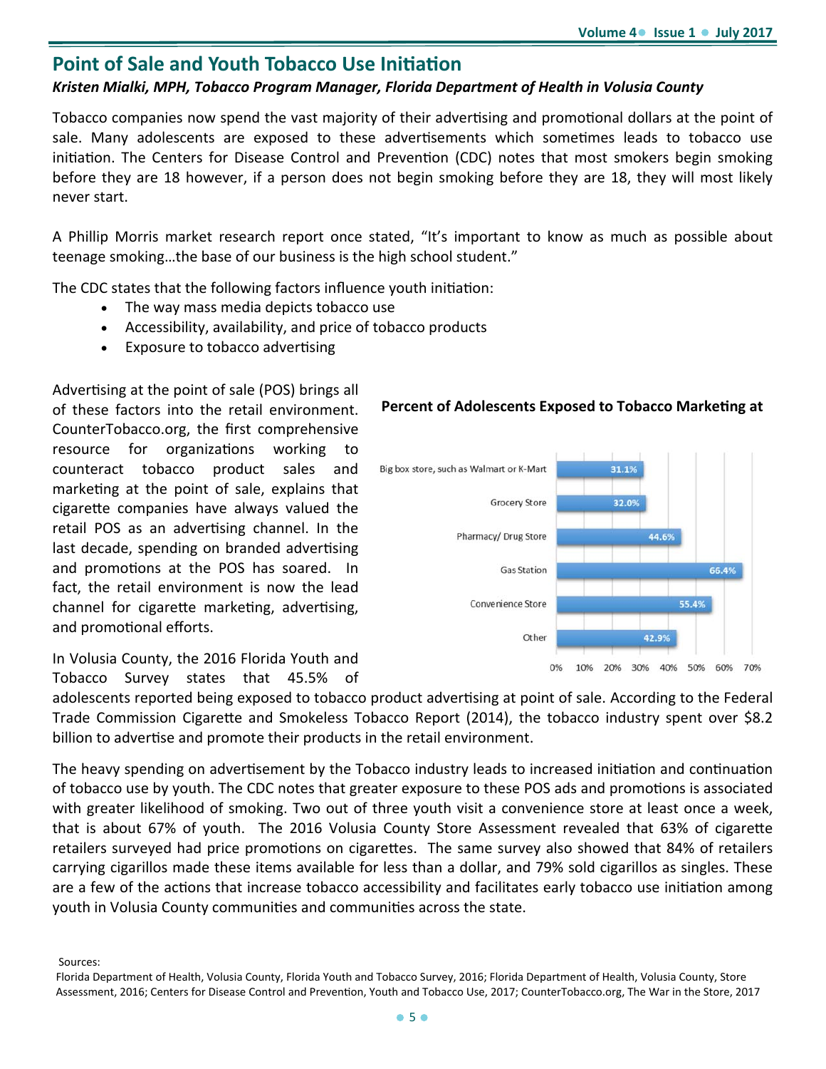## Point of Sale and Youth Tobacco Use Initiation

***Kristen Mialki, MPH, Tobacco Program Manager, Florida Department of Health in Volusia County***

Tobacco companies now spend the vast majority of their advertising and promotional dollars at the point of sale. Many adolescents are exposed to these advertisements which sometimes leads to tobacco use initiation. The Centers for Disease Control and Prevention (CDC) notes that most smokers begin smoking before they are 18 however, if a person does not begin smoking before they are 18, they will most likely never start.

A Phillip Morris market research report once stated, "It's important to know as much as possible about teenage smoking…the base of our business is the high school student."

The CDC states that the following factors influence youth initiation:

- The way mass media depicts tobacco use
- Accessibility, availability, and price of tobacco products
- Exposure to tobacco advertising

Advertising at the point of sale (POS) brings all of these factors into the retail environment. CounterTobacco.org, the first comprehensive resource for organizations working to counteract tobacco product sales and marketing at the point of sale, explains that cigarette companies have always valued the retail POS as an advertising channel. In the last decade, spending on branded advertising and promotions at the POS has soared. In fact, the retail environment is now the lead channel for cigarette marketing, advertising, and promotional efforts.

**Percent of Adolescents Exposed to Tobacco Marketing at**

| Location | Percent |
| --- | --- |
| Big box store, such as Walmart or K-Mart | 31.1% |
| Grocery Store | 32.0% |
| Pharmacy/ Drug Store | 44.6% |
| Gas Station | 66.4% |
| Convenience Store | 55.4% |
| Other | 42.9% |

In Volusia County, the 2016 Florida Youth and Tobacco Survey states that 45.5% of adolescents reported being exposed to tobacco product advertising at point of sale. According to the Federal Trade Commission Cigarette and Smokeless Tobacco Report (2014), the tobacco industry spent over $8.2 billion to advertise and promote their products in the retail environment.

The heavy spending on advertisement by the Tobacco industry leads to increased initiation and continuation of tobacco use by youth. The CDC notes that greater exposure to these POS ads and promotions is associated with greater likelihood of smoking. Two out of three youth visit a convenience store at least once a week, that is about 67% of youth. The 2016 Volusia County Store Assessment revealed that 63% of cigarette retailers surveyed had price promotions on cigarettes. The same survey also showed that 84% of retailers carrying cigarillos made these items available for less than a dollar, and 79% sold cigarillos as singles. These are a few of the actions that increase tobacco accessibility and facilitates early tobacco use initiation among youth in Volusia County communities and communities across the state.

Sources:
Florida Department of Health, Volusia County, Florida Youth and Tobacco Survey, 2016; Florida Department of Health, Volusia County, Store Assessment, 2016; Centers for Disease Control and Prevention, Youth and Tobacco Use, 2017; CounterTobacco.org, The War in the Store, 2017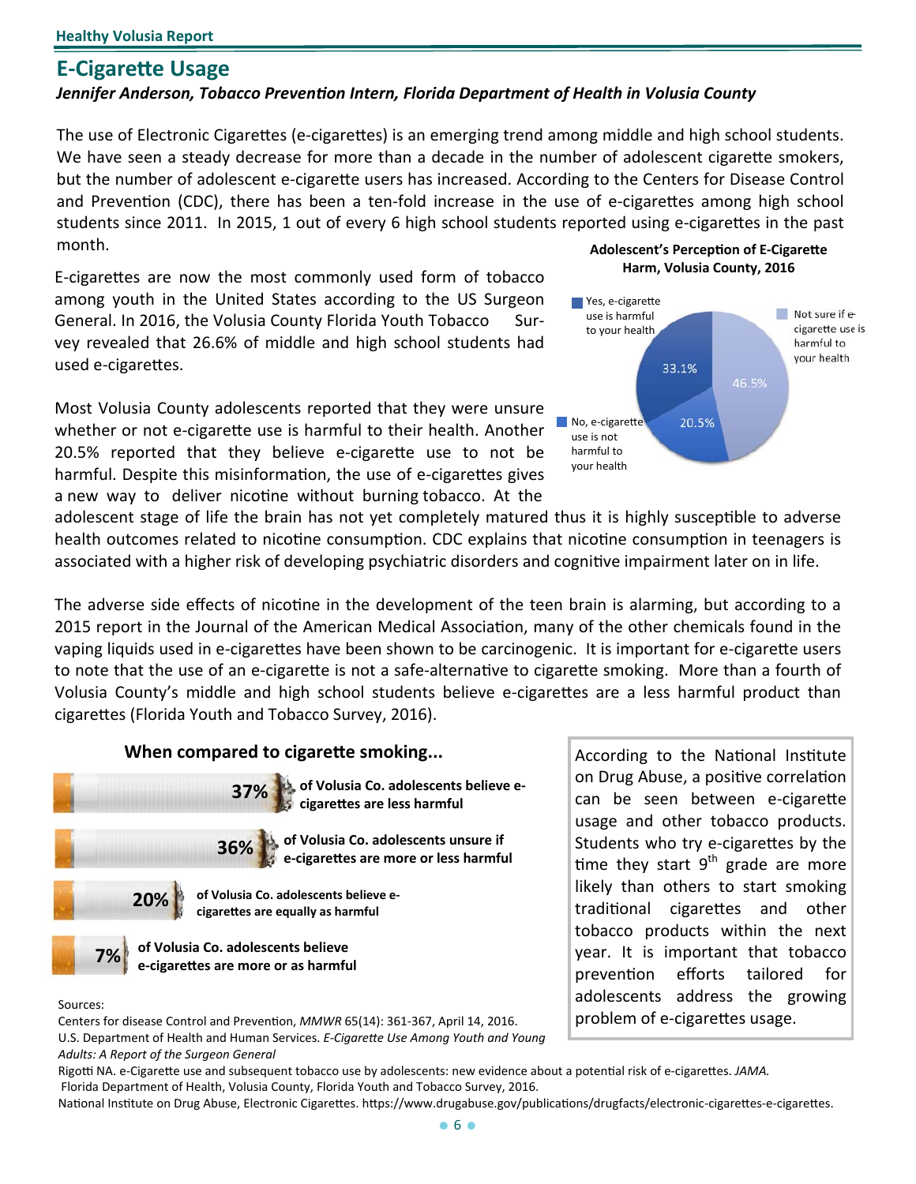# E-Cigarette Usage

***Jennifer Anderson, Tobacco Prevention Intern, Florida Department of Health in Volusia County***

The use of Electronic Cigarettes (e-cigarettes) is an emerging trend among middle and high school students. We have seen a steady decrease for more than a decade in the number of adolescent cigarette smokers, but the number of adolescent e-cigarette users has increased. According to the Centers for Disease Control and Prevention (CDC), there has been a ten-fold increase in the use of e-cigarettes among high school students since 2011. In 2015, 1 out of every 6 high school students reported using e-cigarettes in the past month.

E-cigarettes are now the most commonly used form of tobacco among youth in the United States according to the US Surgeon General. In 2016, the Volusia County Florida Youth Tobacco Survey revealed that 26.6% of middle and high school students had used e-cigarettes.

**Adolescent's Perception of E-Cigarette Harm, Volusia County, 2016**

| Response | Percent |
|---|---|
| Yes, e-cigarette use is harmful to your health | 33.1% |
| No, e-cigarette use is not harmful to your health | 20.5% |
| Not sure if e-cigarette use is harmful to your health | 46.5% |

Most Volusia County adolescents reported that they were unsure whether or not e-cigarette use is harmful to their health. Another 20.5% reported that they believe e-cigarette use to not be harmful. Despite this misinformation, the use of e-cigarettes gives a new way to deliver nicotine without burning tobacco. At the adolescent stage of life the brain has not yet completely matured thus it is highly susceptible to adverse health outcomes related to nicotine consumption. CDC explains that nicotine consumption in teenagers is associated with a higher risk of developing psychiatric disorders and cognitive impairment later on in life.

The adverse side effects of nicotine in the development of the teen brain is alarming, but according to a 2015 report in the Journal of the American Medical Association, many of the other chemicals found in the vaping liquids used in e-cigarettes have been shown to be carcinogenic. It is important for e-cigarette users to note that the use of an e-cigarette is not a safe-alternative to cigarette smoking. More than a fourth of Volusia County's middle and high school students believe e-cigarettes are a less harmful product than cigarettes (Florida Youth and Tobacco Survey, 2016).

**When compared to cigarette smoking...**

- **37%** **of Volusia Co. adolescents believe e-cigarettes are less harmful**
- **36%** **of Volusia Co. adolescents unsure if e-cigarettes are more or less harmful**
- **20%** **of Volusia Co. adolescents believe e-cigarettes are equally as harmful**
- **7%** **of Volusia Co. adolescents believe e-cigarettes are more or as harmful**

According to the National Institute on Drug Abuse, a positive correlation can be seen between e-cigarette usage and other tobacco products. Students who try e-cigarettes by the time they start 9th grade are more likely than others to start smoking traditional cigarettes and other tobacco products within the next year. It is important that tobacco prevention efforts tailored for adolescents address the growing problem of e-cigarettes usage.

Sources:

Centers for disease Control and Prevention, *MMWR* 65(14): 361-367, April 14, 2016.

U.S. Department of Health and Human Services. *E-Cigarette Use Among Youth and Young Adults: A Report of the Surgeon General*

Rigotti NA. e-Cigarette use and subsequent tobacco use by adolescents: new evidence about a potential risk of e-cigarettes. *JAMA.*

Florida Department of Health, Volusia County, Florida Youth and Tobacco Survey, 2016.

National Institute on Drug Abuse, Electronic Cigarettes. https://www.drugabuse.gov/publications/drugfacts/electronic-cigarettes-e-cigarettes.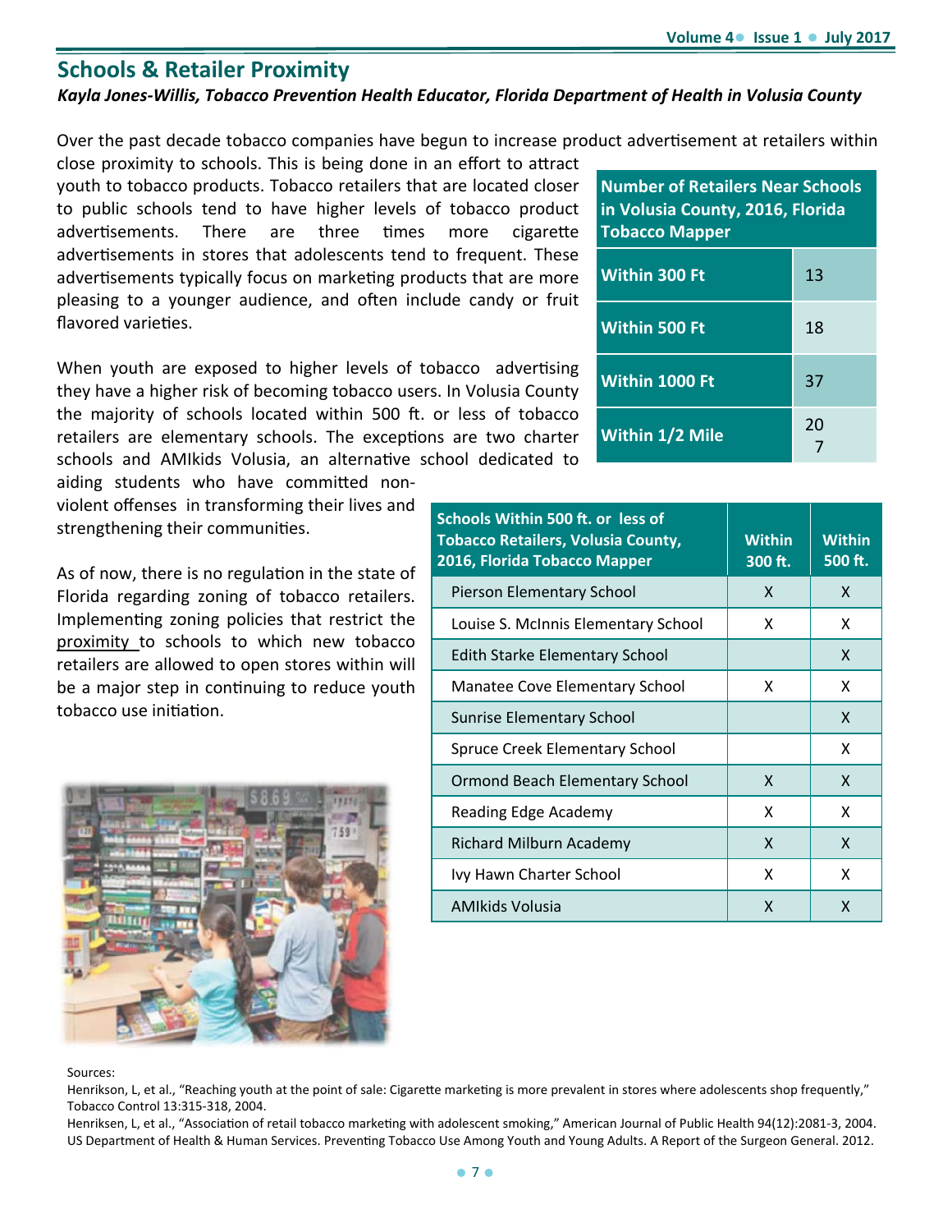## Schools & Retailer Proximity

***Kayla Jones-Willis, Tobacco Prevention Health Educator, Florida Department of Health in Volusia County***

Over the past decade tobacco companies have begun to increase product advertisement at retailers within close proximity to schools. This is being done in an effort to attract youth to tobacco products. Tobacco retailers that are located closer to public schools tend to have higher levels of tobacco product advertisements. There are three times more cigarette advertisements in stores that adolescents tend to frequent. These advertisements typically focus on marketing products that are more pleasing to a younger audience, and often include candy or fruit flavored varieties.

| Number of Retailers Near Schools in Volusia County, 2016, Florida Tobacco Mapper | |
|---|---|
| Within 300 Ft | 13 |
| Within 500 Ft | 18 |
| Within 1000 Ft | 37 |
| Within 1/2 Mile | 207 |

When youth are exposed to higher levels of tobacco advertising they have a higher risk of becoming tobacco users. In Volusia County the majority of schools located within 500 ft. or less of tobacco retailers are elementary schools. The exceptions are two charter schools and AMIkids Volusia, an alternative school dedicated to aiding students who have committed non-violent offenses in transforming their lives and strengthening their communities.

As of now, there is no regulation in the state of Florida regarding zoning of tobacco retailers. Implementing zoning policies that restrict the proximity to schools to which new tobacco retailers are allowed to open stores within will be a major step in continuing to reduce youth tobacco use initiation.

| Schools Within 500 ft. or less of Tobacco Retailers, Volusia County, 2016, Florida Tobacco Mapper | Within 300 ft. | Within 500 ft. |
|---|---|---|
| Pierson Elementary School | X | X |
| Louise S. McInnis Elementary School | X | X |
| Edith Starke Elementary School | | X |
| Manatee Cove Elementary School | X | X |
| Sunrise Elementary School | | X |
| Spruce Creek Elementary School | | X |
| Ormond Beach Elementary School | X | X |
| Reading Edge Academy | X | X |
| Richard Milburn Academy | X | X |
| Ivy Hawn Charter School | X | X |
| AMIkids Volusia | X | X |

Sources:

Henrikson, L, et al., "Reaching youth at the point of sale: Cigarette marketing is more prevalent in stores where adolescents shop frequently," Tobacco Control 13:315-318, 2004.

Henriksen, L, et al., "Association of retail tobacco marketing with adolescent smoking," American Journal of Public Health 94(12):2081-3, 2004.

US Department of Health & Human Services. Preventing Tobacco Use Among Youth and Young Adults. A Report of the Surgeon General. 2012.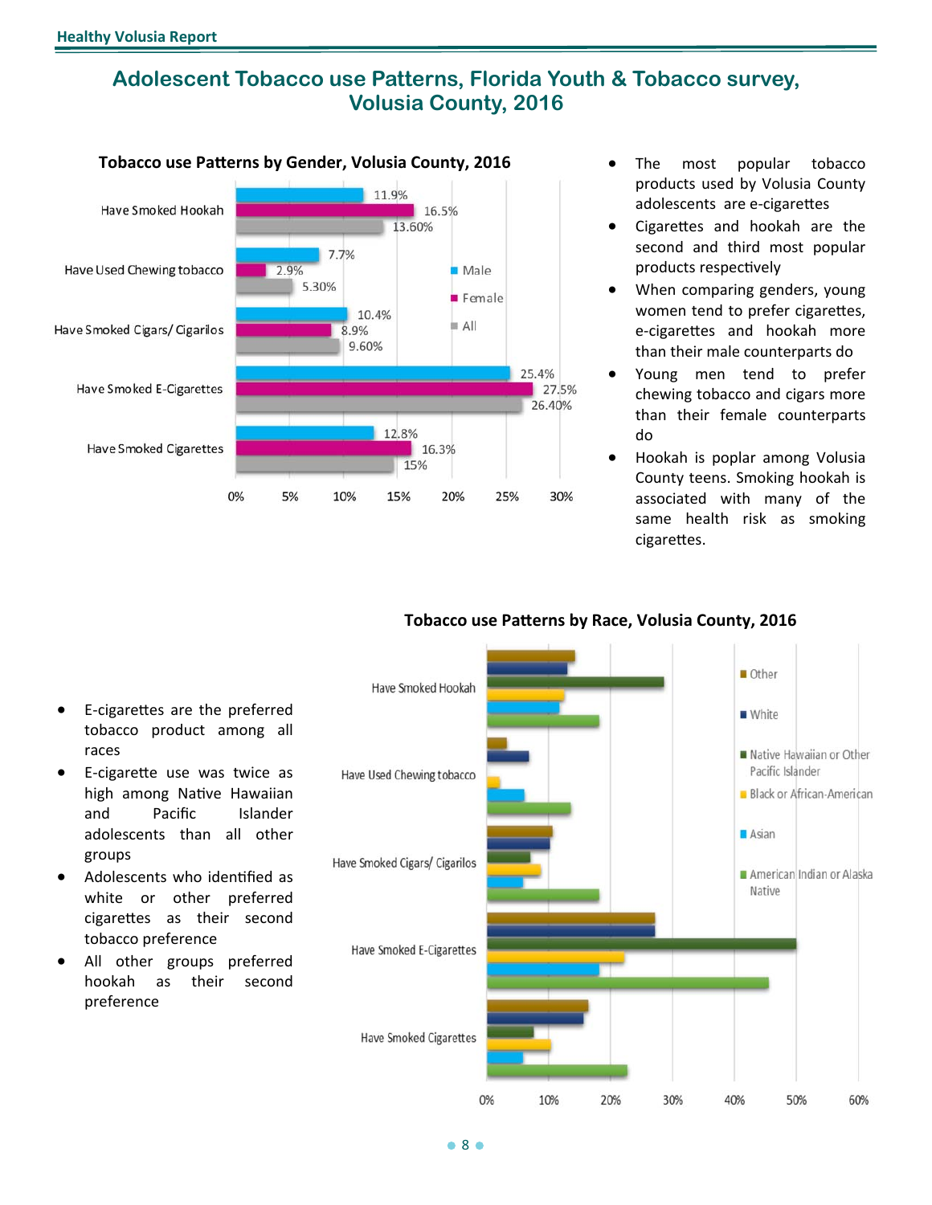# Adolescent Tobacco use Patterns, Florida Youth & Tobacco survey, Volusia County, 2016

### Tobacco use Patterns by Gender, Volusia County, 2016

| | Male | Female | All |
|---|---|---|---|
| Have Smoked Hookah | 11.9% | 16.5% | 13.60% |
| Have Used Chewing tobacco | 7.7% | 2.9% | 5.30% |
| Have Smoked Cigars/ Cigarilos | 10.4% | 8.9% | 9.60% |
| Have Smoked E-Cigarettes | 25.4% | 27.5% | 26.40% |
| Have Smoked Cigarettes | 12.8% | 16.3% | 15% |

- The most popular tobacco products used by Volusia County adolescents are e-cigarettes
- Cigarettes and hookah are the second and third most popular products respectively
- When comparing genders, young women tend to prefer cigarettes, e-cigarettes and hookah more than their male counterparts do
- Young men tend to prefer chewing tobacco and cigars more than their female counterparts do
- Hookah is poplar among Volusia County teens. Smoking hookah is associated with many of the same health risk as smoking cigarettes.

### Tobacco use Patterns by Race, Volusia County, 2016

Categories: Have Smoked Hookah; Have Used Chewing tobacco; Have Smoked Cigars/ Cigarilos; Have Smoked E-Cigarettes; Have Smoked Cigarettes

Legend: Other; White; Native Hawaiian or Other Pacific Islander; Black or African-American; Asian; American Indian or Alaska Native

- E-cigarettes are the preferred tobacco product among all races
- E-cigarette use was twice as high among Native Hawaiian and Pacific Islander adolescents than all other groups
- Adolescents who identified as white or other preferred cigarettes as their second tobacco preference
- All other groups preferred hookah as their second preference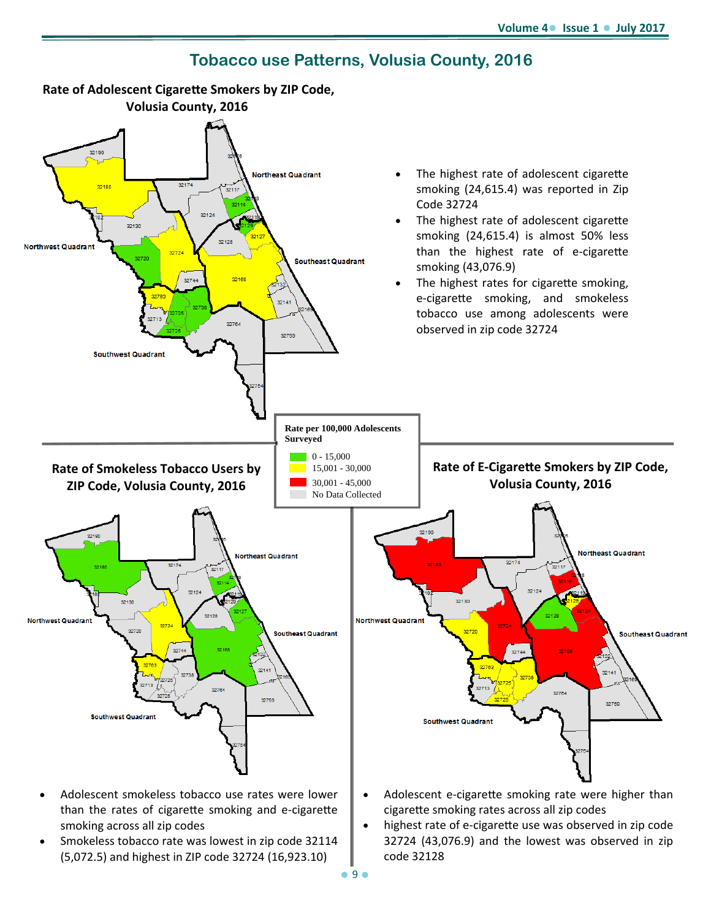# Tobacco use Patterns, Volusia County, 2016

## Rate of Adolescent Cigarette Smokers by ZIP Code, Volusia County, 2016

- The highest rate of adolescent cigarette smoking (24,615.4) was reported in Zip Code 32724
- The highest rate of adolescent cigarette smoking (24,615.4) is almost 50% less than the highest rate of e-cigarette smoking (43,076.9)
- The highest rates for cigarette smoking, e-cigarette smoking, and smokeless tobacco use among adolescents were observed in zip code 32724

**Rate per 100,000 Adolescents Surveyed**

- 0 - 15,000
- 15,001 - 30,000
- 30,001 - 45,000
- No Data Collected

## Rate of Smokeless Tobacco Users by ZIP Code, Volusia County, 2016

- Adolescent smokeless tobacco use rates were lower than the rates of cigarette smoking and e-cigarette smoking across all zip codes
- Smokeless tobacco rate was lowest in zip code 32114 (5,072.5) and highest in ZIP code 32724 (16,923.10)

## Rate of E-Cigarette Smokers by ZIP Code, Volusia County, 2016

- Adolescent e-cigarette smoking rate were higher than cigarette smoking rates across all zip codes
- highest rate of e-cigarette use was observed in zip code 32724 (43,076.9) and the lowest was observed in zip code 32128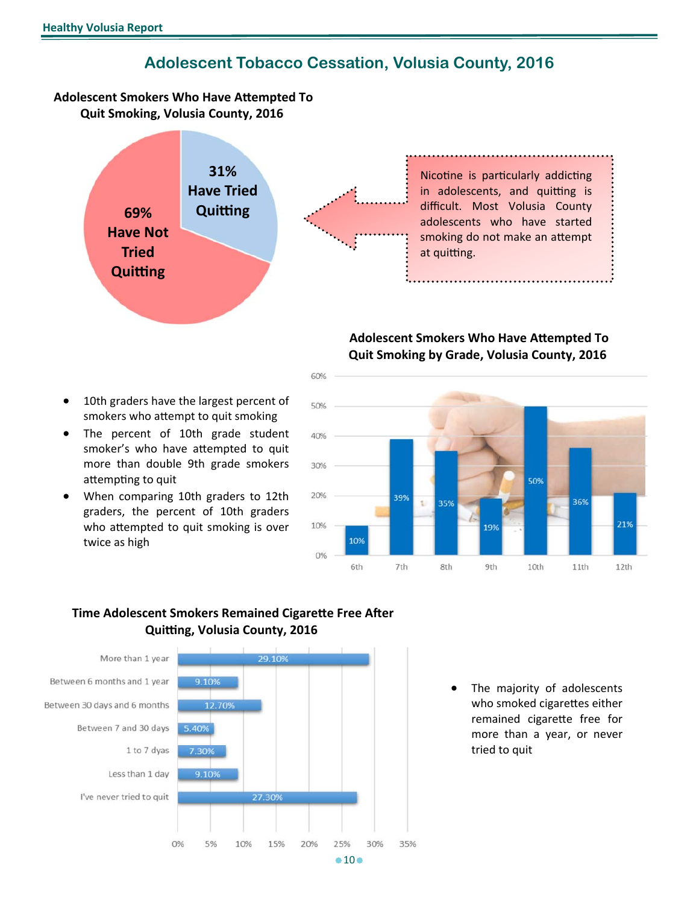# Adolescent Tobacco Cessation, Volusia County, 2016

**Adolescent Smokers Who Have Attempted To Quit Smoking, Volusia County, 2016**

| Response | Percent |
|---|---|
| Have Tried Quitting | 31% |
| Have Not Tried Quitting | 69% |

Nicotine is particularly addicting in adolescents, and quitting is difficult. Most Volusia County adolescents who have started smoking do not make an attempt at quitting.

**Adolescent Smokers Who Have Attempted To Quit Smoking by Grade, Volusia County, 2016**

| Grade | Percent |
|---|---|
| 6th | 10% |
| 7th | 39% |
| 8th | 35% |
| 9th | 19% |
| 10th | 50% |
| 11th | 36% |
| 12th | 21% |

- 10th graders have the largest percent of smokers who attempt to quit smoking
- The percent of 10th grade student smoker's who have attempted to quit more than double 9th grade smokers attempting to quit
- When comparing 10th graders to 12th graders, the percent of 10th graders who attempted to quit smoking is over twice as high

**Time Adolescent Smokers Remained Cigarette Free After Quitting, Volusia County, 2016**

| Time | Percent |
|---|---|
| More than 1 year | 29.10% |
| Between 6 months and 1 year | 9.10% |
| Between 30 days and 6 months | 12.70% |
| Between 7 and 30 days | 5.40% |
| 1 to 7 dyas | 7.30% |
| Less than 1 day | 9.10% |
| I've never tried to quit | 27.30% |

- The majority of adolescents who smoked cigarettes either remained cigarette free for more than a year, or never tried to quit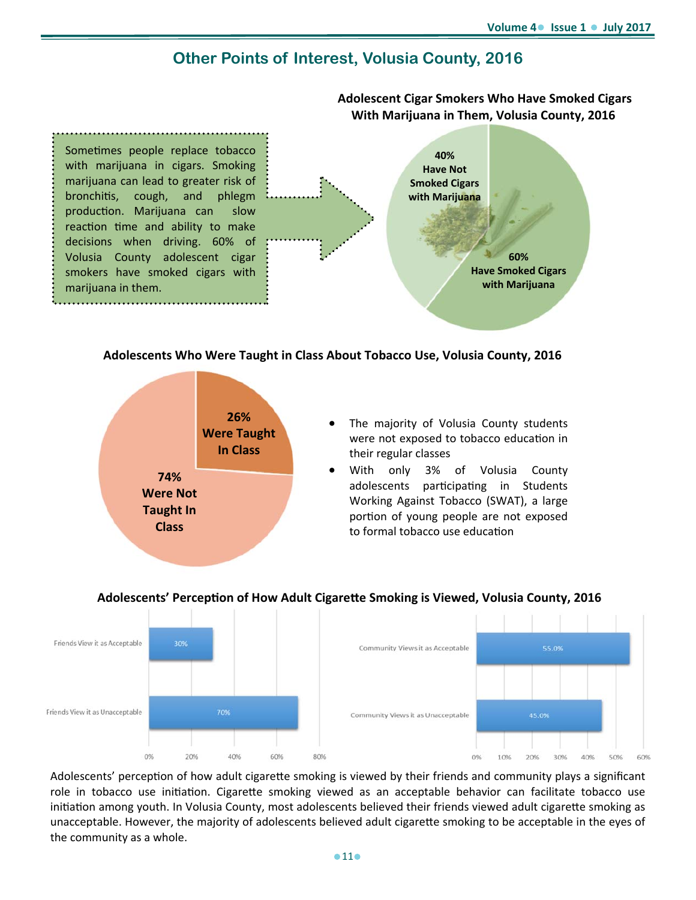## Other Points of Interest, Volusia County, 2016

Sometimes people replace tobacco with marijuana in cigars. Smoking marijuana can lead to greater risk of bronchitis, cough, and phlegm production. Marijuana can slow reaction time and ability to make decisions when driving. 60% of Volusia County adolescent cigar smokers have smoked cigars with marijuana in them.

**Adolescent Cigar Smokers Who Have Smoked Cigars With Marijuana in Them, Volusia County, 2016**

| Category | Percent |
|---|---|
| Have Not Smoked Cigars with Marijuana | 40% |
| Have Smoked Cigars with Marijuana | 60% |

**Adolescents Who Were Taught in Class About Tobacco Use, Volusia County, 2016**

| Category | Percent |
|---|---|
| Were Taught In Class | 26% |
| Were Not Taught In Class | 74% |

- The majority of Volusia County students were not exposed to tobacco education in their regular classes
- With only 3% of Volusia County adolescents participating in Students Working Against Tobacco (SWAT), a large portion of young people are not exposed to formal tobacco use education

**Adolescents' Perception of How Adult Cigarette Smoking is Viewed, Volusia County, 2016**

| Category | Percent |
|---|---|
| Friends View it as Acceptable | 30% |
| Friends View it as Unacceptable | 70% |
| Community Views it as Acceptable | 55.0% |
| Community Views it as Unacceptable | 45.0% |

Adolescents' perception of how adult cigarette smoking is viewed by their friends and community plays a significant role in tobacco use initiation. Cigarette smoking viewed as an acceptable behavior can facilitate tobacco use initiation among youth. In Volusia County, most adolescents believed their friends viewed adult cigarette smoking as unacceptable. However, the majority of adolescents believed adult cigarette smoking to be acceptable in the eyes of the community as a whole.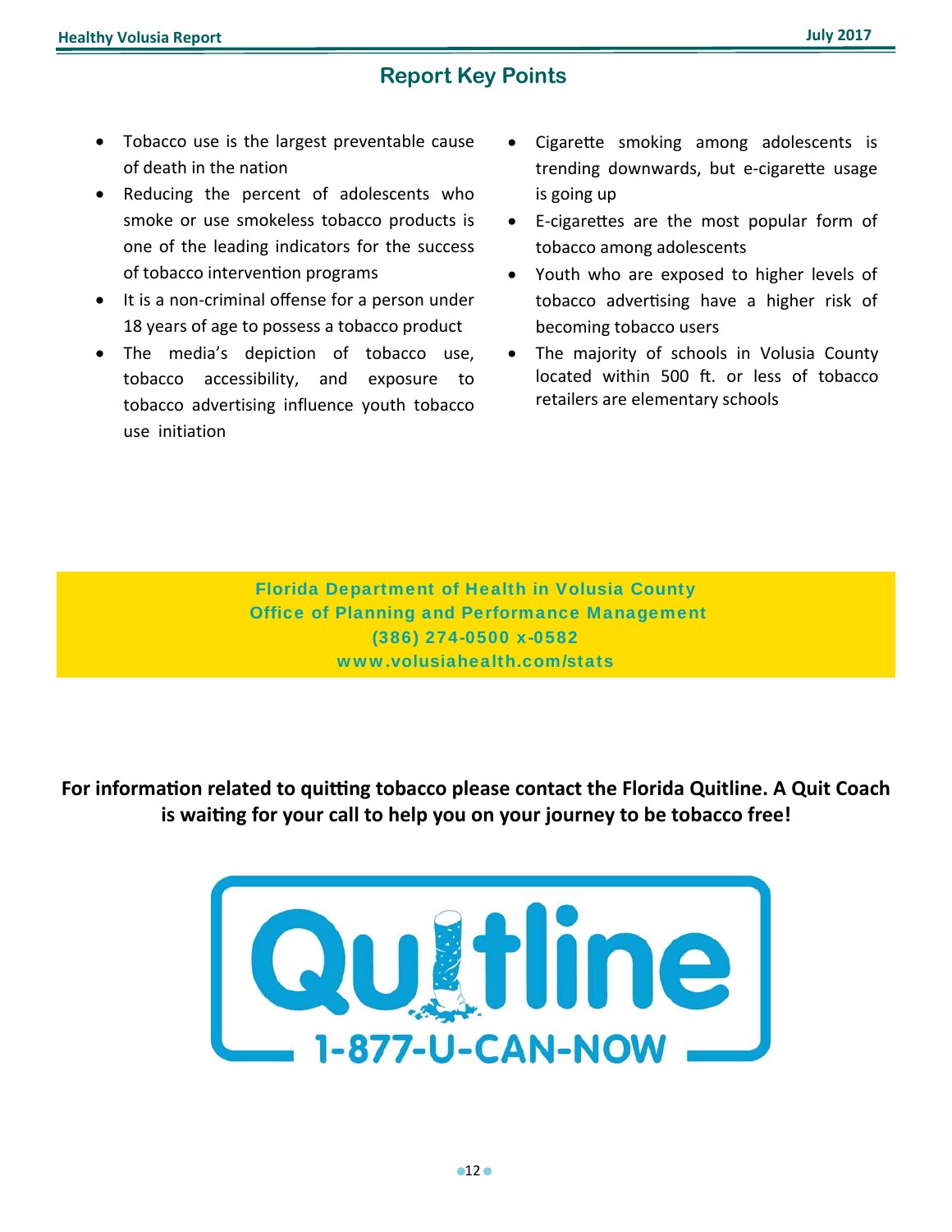## Report Key Points

- Tobacco use is the largest preventable cause of death in the nation
- Reducing the percent of adolescents who smoke or use smokeless tobacco products is one of the leading indicators for the success of tobacco intervention programs
- It is a non-criminal offense for a person under 18 years of age to possess a tobacco product
- The media's depiction of tobacco use, tobacco accessibility, and exposure to tobacco advertising influence youth tobacco use initiation
- Cigarette smoking among adolescents is trending downwards, but e-cigarette usage is going up
- E-cigarettes are the most popular form of tobacco among adolescents
- Youth who are exposed to higher levels of tobacco advertising have a higher risk of becoming tobacco users
- The majority of schools in Volusia County located within 500 ft. or less of tobacco retailers are elementary schools

**Florida Department of Health in Volusia County**
**Office of Planning and Performance Management**
**(386) 274-0500 x-0582**
**www.volusiahealth.com/stats**

**For information related to quitting tobacco please contact the Florida Quitline. A Quit Coach is waiting for your call to help you on your journey to be tobacco free!**

Quitline
1-877-U-CAN-NOW